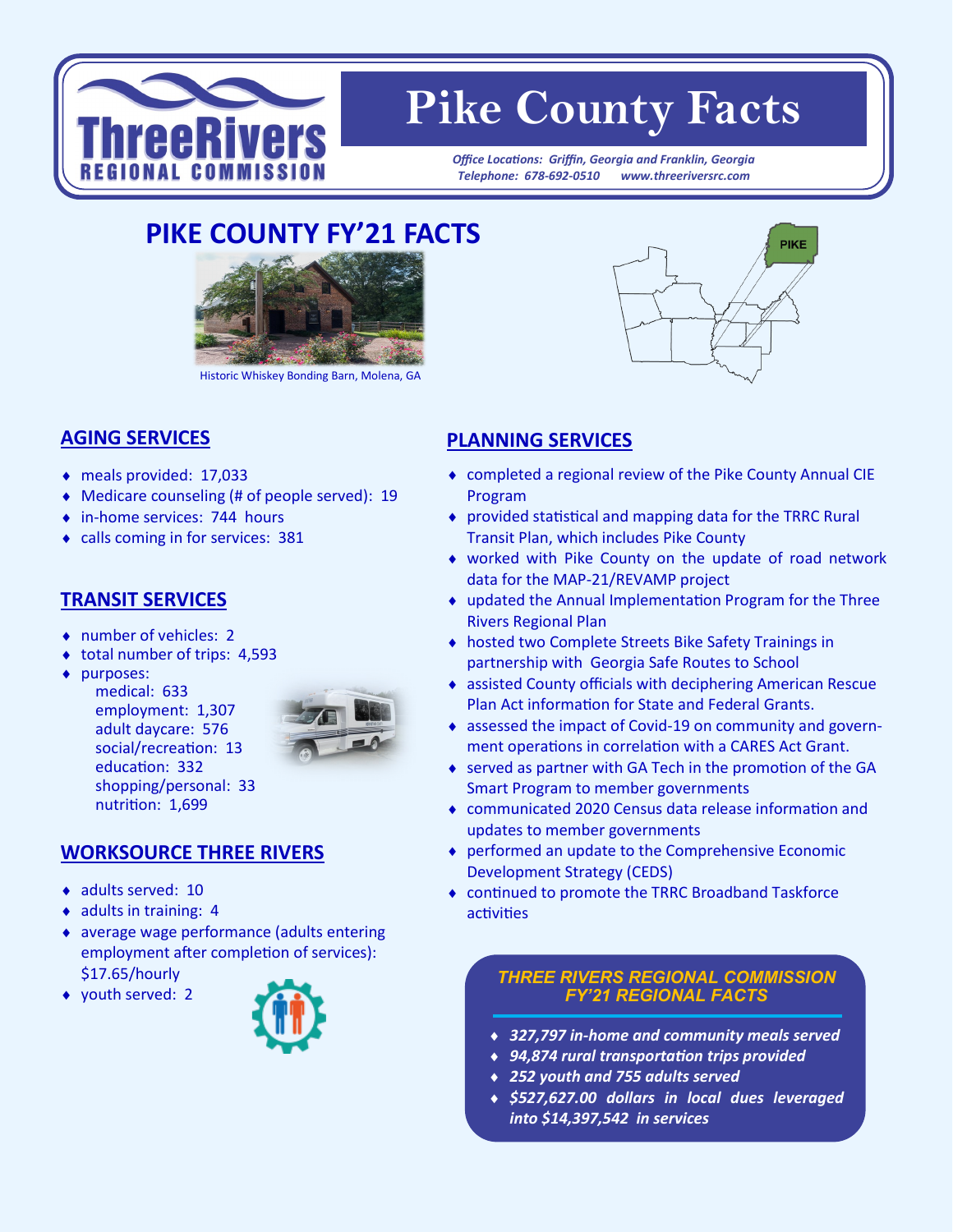ThreeRivers REGIONAL COMMISSION

# Pike County Facts

*Office Locations: Griffin, Georgia and Franklin, Georgia*
*Telephone: 678-692-0510 www.threeriversrc.com*

## PIKE COUNTY FY'21 FACTS

Historic Whiskey Bonding Barn, Molena, GA

PIKE

### AGING SERVICES

- meals provided: 17,033
- Medicare counseling (# of people served): 19
- in-home services: 744 hours
- calls coming in for services: 381

### TRANSIT SERVICES

- number of vehicles: 2
- total number of trips: 4,593
- purposes:
  - medical: 633
  - employment: 1,307
  - adult daycare: 576
  - social/recreation: 13
  - education: 332
  - shopping/personal: 33
  - nutrition: 1,699

### WORKSOURCE THREE RIVERS

- adults served: 10
- adults in training: 4
- average wage performance (adults entering employment after completion of services): $17.65/hourly
- youth served: 2

### PLANNING SERVICES

- completed a regional review of the Pike County Annual CIE Program
- provided statistical and mapping data for the TRRC Rural Transit Plan, which includes Pike County
- worked with Pike County on the update of road network data for the MAP-21/REVAMP project
- updated the Annual Implementation Program for the Three Rivers Regional Plan
- hosted two Complete Streets Bike Safety Trainings in partnership with Georgia Safe Routes to School
- assisted County officials with deciphering American Rescue Plan Act information for State and Federal Grants.
- assessed the impact of Covid-19 on community and government operations in correlation with a CARES Act Grant.
- served as partner with GA Tech in the promotion of the GA Smart Program to member governments
- communicated 2020 Census data release information and updates to member governments
- performed an update to the Comprehensive Economic Development Strategy (CEDS)
- continued to promote the TRRC Broadband Taskforce activities

### *THREE RIVERS REGIONAL COMMISSION FY'21 REGIONAL FACTS*

- ***327,797 in-home and community meals served***
- ***94,874 rural transportation trips provided***
- ***252 youth and 755 adults served***
- ***$527,627.00 dollars in local dues leveraged into $14,397,542 in services***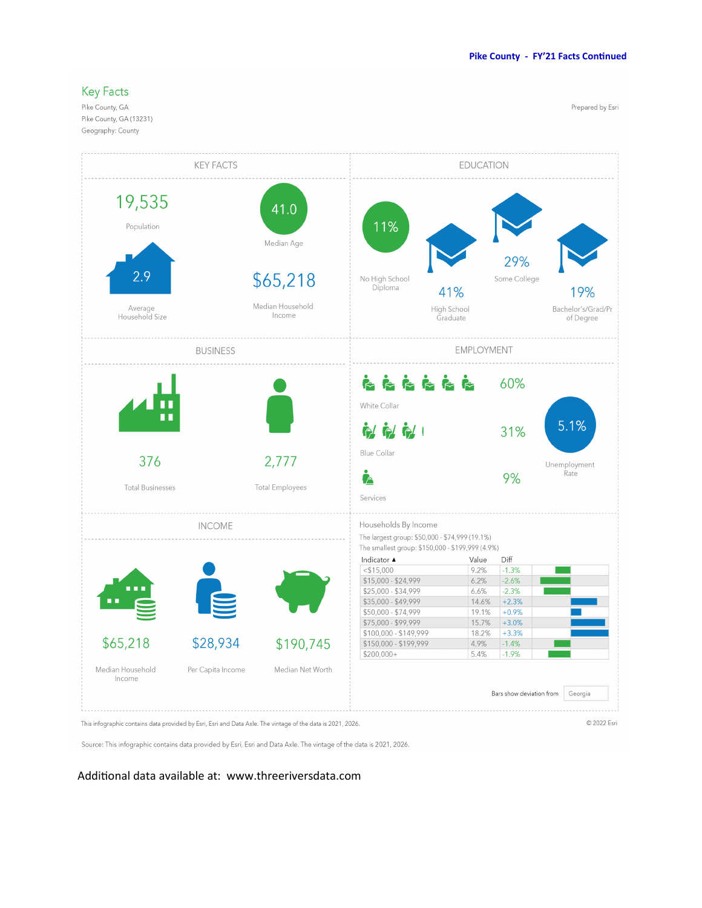**Pike County - FY'21 Facts Continued**

## Key Facts

Pike County, GA
Pike County, GA (13231)
Geography: County

Prepared by Esri

### KEY FACTS

19,535
Population

41.0
Median Age

2.9
Average Household Size

$65,218
Median Household Income

### EDUCATION

11%
No High School Diploma

41%
High School Graduate

29%
Some College

19%
Bachelor's/Grad/Pr of Degree

### BUSINESS

376
Total Businesses

2,777
Total Employees

### EMPLOYMENT

60%
White Collar

31%
Blue Collar

9%
Services

5.1%
Unemployment Rate

### INCOME

$65,218
Median Household Income

$28,934
Per Capita Income

$190,745
Median Net Worth

### Households By Income

The largest group: $50,000 - $74,999 (19.1%)
The smallest group: $150,000 - $199,999 (4.9%)

| Indicator ▲ | Value | Diff |
|---|---|---|
| <$15,000 | 9.2% | -1.3% |
| $15,000 - $24,999 | 6.2% | -2.6% |
| $25,000 - $34,999 | 6.6% | -2.3% |
| $35,000 - $49,999 | 14.6% | +2.3% |
| $50,000 - $74,999 | 19.1% | +0.9% |
| $75,000 - $99,999 | 15.7% | +3.0% |
| $100,000 - $149,999 | 18.2% | +3.3% |
| $150,000 - $199,999 | 4.9% | -1.4% |
| $200,000+ | 5.4% | -1.9% |

Bars show deviation from Georgia

This infographic contains data provided by Esri, Esri and Data Axle. The vintage of the data is 2021, 2026.

© 2022 Esri

Source: This infographic contains data provided by Esri, Esri and Data Axle. The vintage of the data is 2021, 2026.

Additional data available at: www.threeriversdata.com